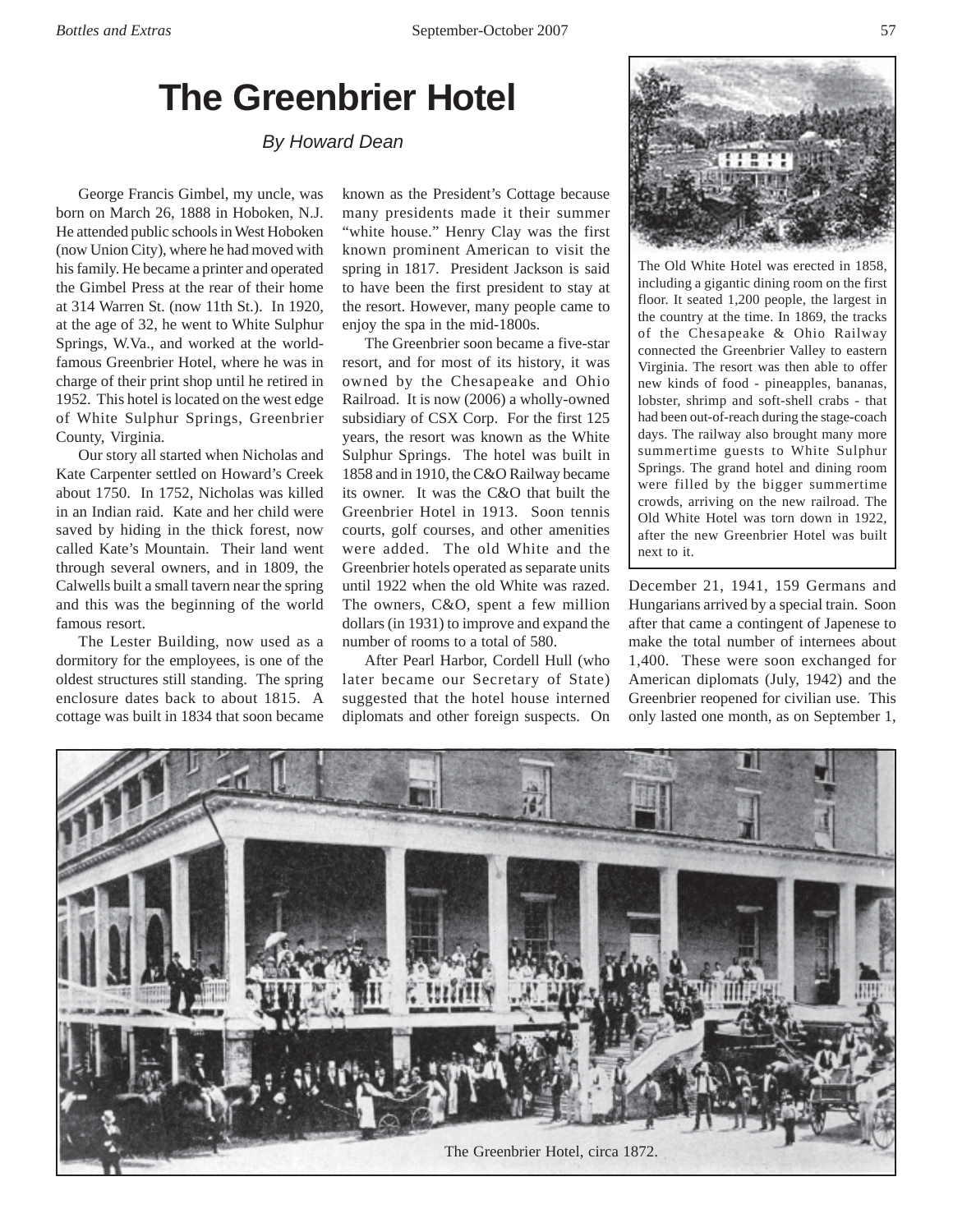# The Greenbrier Hotel

*By Howard Dean*

George Francis Gimbel, my uncle, was born on March 26, 1888 in Hoboken, N.J. He attended public schools in West Hoboken (now Union City), where he had moved with his family. He became a printer and operated the Gimbel Press at the rear of their home at 314 Warren St. (now 11th St.). In 1920, at the age of 32, he went to White Sulphur Springs, W.Va., and worked at the world-famous Greenbrier Hotel, where he was in charge of their print shop until he retired in 1952. This hotel is located on the west edge of White Sulphur Springs, Greenbrier County, Virginia.

Our story all started when Nicholas and Kate Carpenter settled on Howard's Creek about 1750. In 1752, Nicholas was killed in an Indian raid. Kate and her child were saved by hiding in the thick forest, now called Kate's Mountain. Their land went through several owners, and in 1809, the Calwells built a small tavern near the spring and this was the beginning of the world famous resort.

The Lester Building, now used as a dormitory for the employees, is one of the oldest structures still standing. The spring enclosure dates back to about 1815. A cottage was built in 1834 that soon became known as the President's Cottage because many presidents made it their summer "white house." Henry Clay was the first known prominent American to visit the spring in 1817. President Jackson is said to have been the first president to stay at the resort. However, many people came to enjoy the spa in the mid-1800s.

The Greenbrier soon became a five-star resort, and for most of its history, it was owned by the Chesapeake and Ohio Railroad. It is now (2006) a wholly-owned subsidiary of CSX Corp. For the first 125 years, the resort was known as the White Sulphur Springs. The hotel was built in 1858 and in 1910, the C&O Railway became its owner. It was the C&O that built the Greenbrier Hotel in 1913. Soon tennis courts, golf courses, and other amenities were added. The old White and the Greenbrier hotels operated as separate units until 1922 when the old White was razed. The owners, C&O, spent a few million dollars (in 1931) to improve and expand the number of rooms to a total of 580.

After Pearl Harbor, Cordell Hull (who later became our Secretary of State) suggested that the hotel house interned diplomats and other foreign suspects. On December 21, 1941, 159 Germans and Hungarians arrived by a special train. Soon after that came a contingent of Japenese to make the total number of internees about 1,400. These were soon exchanged for American diplomats (July, 1942) and the Greenbrier reopened for civilian use. This only lasted one month, as on September 1,

The Old White Hotel was erected in 1858, including a gigantic dining room on the first floor. It seated 1,200 people, the largest in the country at the time. In 1869, the tracks of the Chesapeake & Ohio Railway connected the Greenbrier Valley to eastern Virginia. The resort was then able to offer new kinds of food - pineapples, bananas, lobster, shrimp and soft-shell crabs - that had been out-of-reach during the stage-coach days. The railway also brought many more summertime guests to White Sulphur Springs. The grand hotel and dining room were filled by the bigger summertime crowds, arriving on the new railroad. The Old White Hotel was torn down in 1922, after the new Greenbrier Hotel was built next to it.

The Greenbrier Hotel, circa 1872.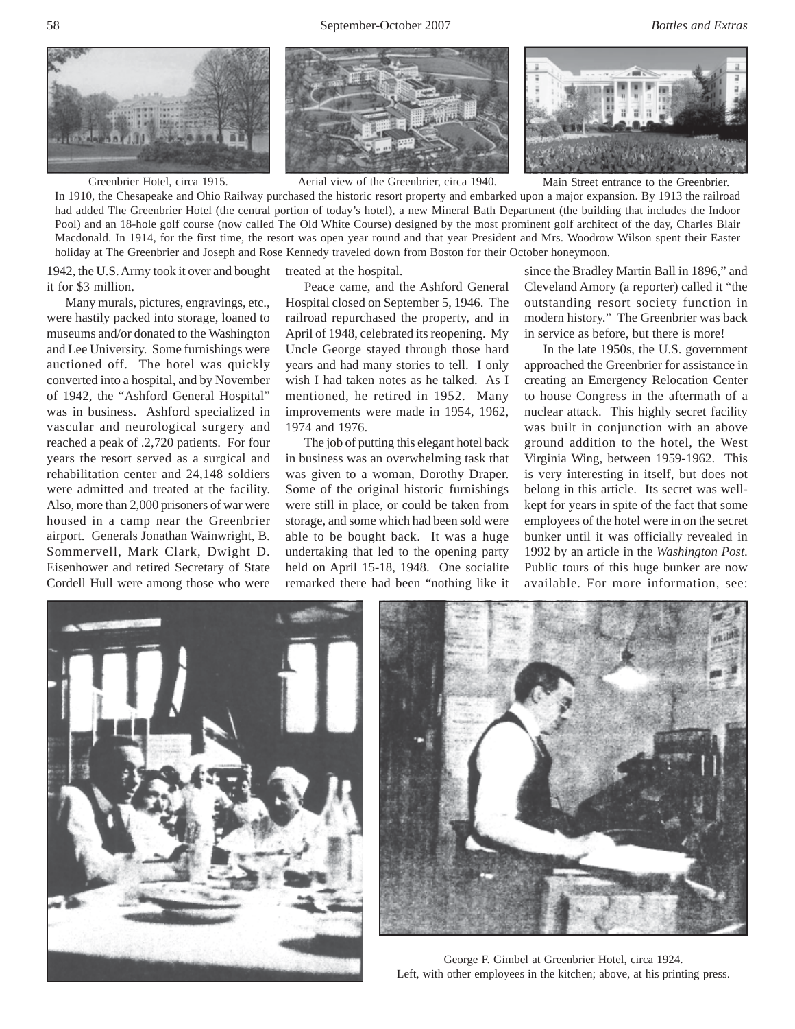Greenbrier Hotel, circa 1915.

Aerial view of the Greenbrier, circa 1940.

Main Street entrance to the Greenbrier.

In 1910, the Chesapeake and Ohio Railway purchased the historic resort property and embarked upon a major expansion. By 1913 the railroad had added The Greenbrier Hotel (the central portion of today's hotel), a new Mineral Bath Department (the building that includes the Indoor Pool) and an 18-hole golf course (now called The Old White Course) designed by the most prominent golf architect of the day, Charles Blair Macdonald. In 1914, for the first time, the resort was open year round and that year President and Mrs. Woodrow Wilson spent their Easter holiday at The Greenbrier and Joseph and Rose Kennedy traveled down from Boston for their October honeymoon.

1942, the U.S. Army took it over and bought it for $3 million.

Many murals, pictures, engravings, etc., were hastily packed into storage, loaned to museums and/or donated to the Washington and Lee University. Some furnishings were auctioned off. The hotel was quickly converted into a hospital, and by November of 1942, the "Ashford General Hospital" was in business. Ashford specialized in vascular and neurological surgery and reached a peak of .2,720 patients. For four years the resort served as a surgical and rehabilitation center and 24,148 soldiers were admitted and treated at the facility. Also, more than 2,000 prisoners of war were housed in a camp near the Greenbrier airport. Generals Jonathan Wainwright, B. Sommervell, Mark Clark, Dwight D. Eisenhower and retired Secretary of State Cordell Hull were among those who were treated at the hospital.

Peace came, and the Ashford General Hospital closed on September 5, 1946. The railroad repurchased the property, and in April of 1948, celebrated its reopening. My Uncle George stayed through those hard years and had many stories to tell. I only wish I had taken notes as he talked. As I mentioned, he retired in 1952. Many improvements were made in 1954, 1962, 1974 and 1976.

The job of putting this elegant hotel back in business was an overwhelming task that was given to a woman, Dorothy Draper. Some of the original historic furnishings were still in place, or could be taken from storage, and some which had been sold were able to be bought back. It was a huge undertaking that led to the opening party held on April 15-18, 1948. One socialite remarked there had been "nothing like it since the Bradley Martin Ball in 1896," and Cleveland Amory (a reporter) called it "the outstanding resort society function in modern history." The Greenbrier was back in service as before, but there is more!

In the late 1950s, the U.S. government approached the Greenbrier for assistance in creating an Emergency Relocation Center to house Congress in the aftermath of a nuclear attack. This highly secret facility was built in conjunction with an above ground addition to the hotel, the West Virginia Wing, between 1959-1962. This is very interesting in itself, but does not belong in this article. Its secret was well-kept for years in spite of the fact that some employees of the hotel were in on the secret bunker until it was officially revealed in 1992 by an article in the *Washington Post.* Public tours of this huge bunker are now available. For more information, see:

George F. Gimbel at Greenbrier Hotel, circa 1924.
Left, with other employees in the kitchen; above, at his printing press.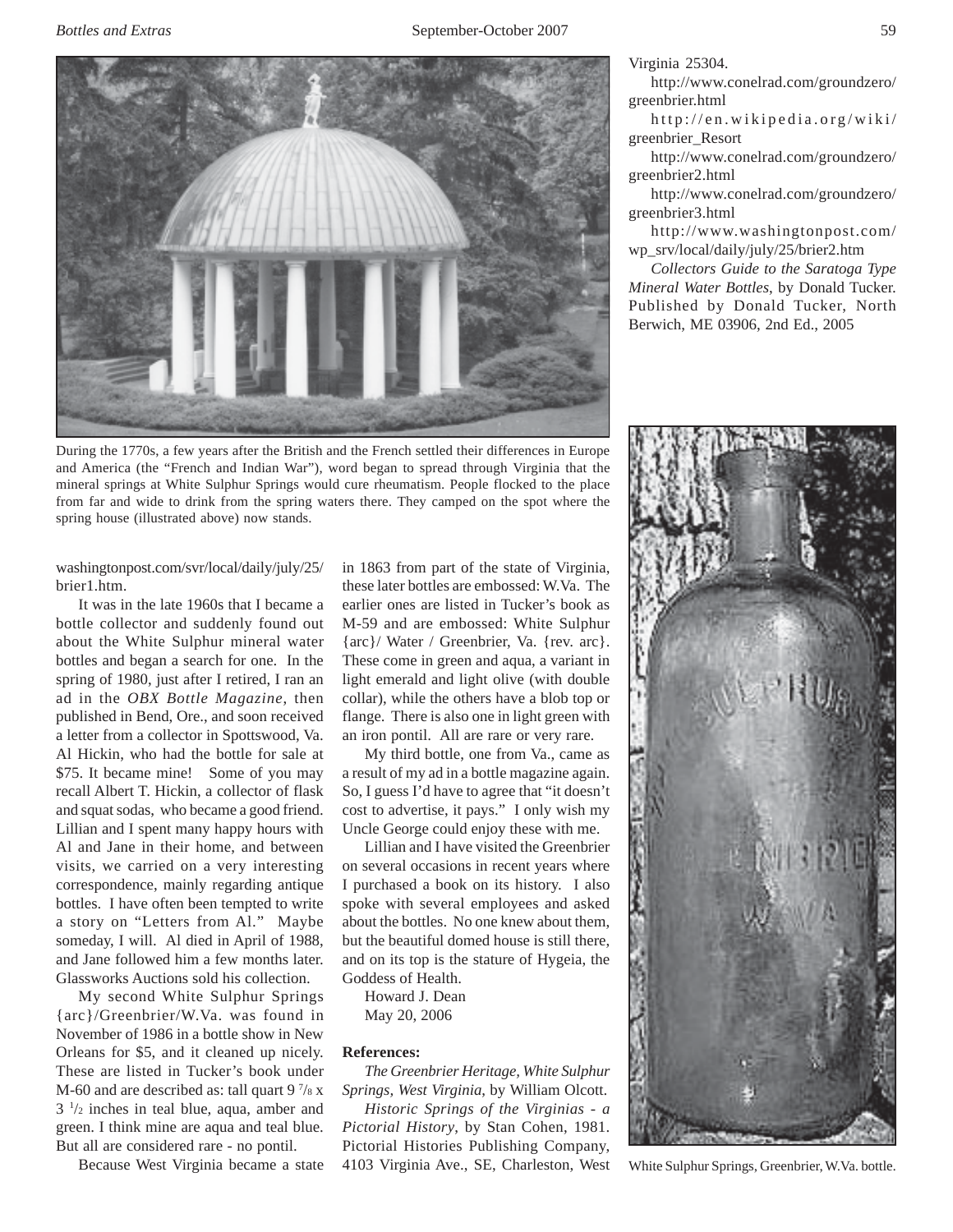During the 1770s, a few years after the British and the French settled their differences in Europe and America (the "French and Indian War"), word began to spread through Virginia that the mineral springs at White Sulphur Springs would cure rheumatism. People flocked to the place from far and wide to drink from the spring waters there. They camped on the spot where the spring house (illustrated above) now stands.

washingtonpost.com/svr/local/daily/july/25/brier1.htm.

It was in the late 1960s that I became a bottle collector and suddenly found out about the White Sulphur mineral water bottles and began a search for one. In the spring of 1980, just after I retired, I ran an ad in the *OBX Bottle Magazine*, then published in Bend, Ore., and soon received a letter from a collector in Spottswood, Va. Al Hickin, who had the bottle for sale at $75. It became mine! Some of you may recall Albert T. Hickin, a collector of flask and squat sodas, who became a good friend. Lillian and I spent many happy hours with Al and Jane in their home, and between visits, we carried on a very interesting correspondence, mainly regarding antique bottles. I have often been tempted to write a story on "Letters from Al." Maybe someday, I will. Al died in April of 1988, and Jane followed him a few months later. Glassworks Auctions sold his collection.

My second White Sulphur Springs {arc}/Greenbrier/W.Va. was found in November of 1986 in a bottle show in New Orleans for $5, and it cleaned up nicely. These are listed in Tucker's book under M-60 and are described as: tall quart 9 7/8 x 3 1/2 inches in teal blue, aqua, amber and green. I think mine are aqua and teal blue. But all are considered rare - no pontil.

Because West Virginia became a state in 1863 from part of the state of Virginia, these later bottles are embossed: W.Va. The earlier ones are listed in Tucker's book as M-59 and are embossed: White Sulphur {arc}/ Water / Greenbrier, Va. {rev. arc}. These come in green and aqua, a variant in light emerald and light olive (with double collar), while the others have a blob top or flange. There is also one in light green with an iron pontil. All are rare or very rare.

My third bottle, one from Va., came as a result of my ad in a bottle magazine again. So, I guess I'd have to agree that "it doesn't cost to advertise, it pays." I only wish my Uncle George could enjoy these with me.

Lillian and I have visited the Greenbrier on several occasions in recent years where I purchased a book on its history. I also spoke with several employees and asked about the bottles. No one knew about them, but the beautiful domed house is still there, and on its top is the stature of Hygeia, the Goddess of Health.

Howard J. Dean
May 20, 2006

**References:**

*The Greenbrier Heritage, White Sulphur Springs, West Virginia,* by William Olcott.

*Historic Springs of the Virginias - a Pictorial History*, by Stan Cohen, 1981. Pictorial Histories Publishing Company, 4103 Virginia Ave., SE, Charleston, West Virginia 25304.

http://www.conelrad.com/groundzero/greenbrier.html

http://en.wikipedia.org/wiki/greenbrier_Resort

http://www.conelrad.com/groundzero/greenbrier2.html

http://www.conelrad.com/groundzero/greenbrier3.html

http://www.washingtonpost.com/wp_srv/local/daily/july/25/brier2.htm

*Collectors Guide to the Saratoga Type Mineral Water Bottles*, by Donald Tucker. Published by Donald Tucker, North Berwich, ME 03906, 2nd Ed., 2005

White Sulphur Springs, Greenbrier, W.Va. bottle.